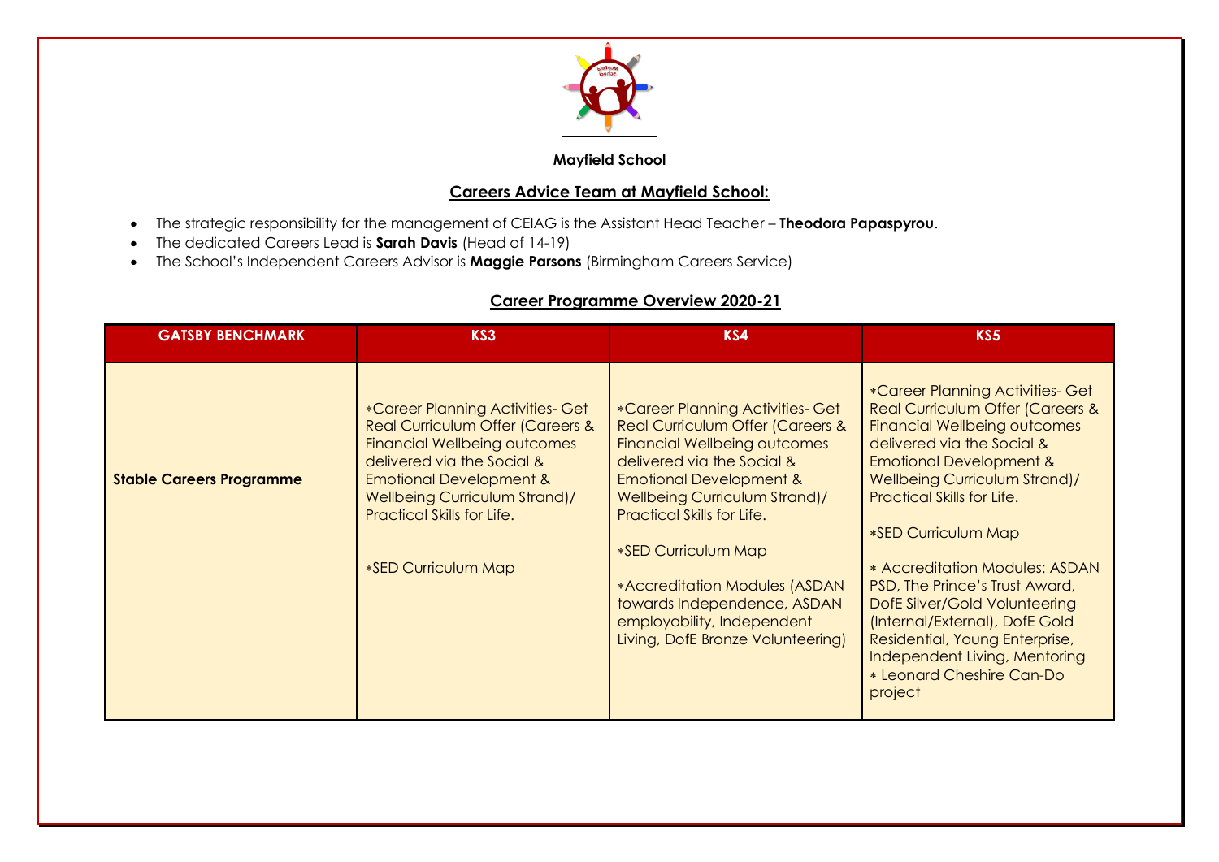**Mayfield School**

## Careers Advice Team at Mayfield School:

- The strategic responsibility for the management of CEIAG is the Assistant Head Teacher – **Theodora Papaspyrou**.
- The dedicated Careers Lead is **Sarah Davis** (Head of 14-19)
- The School's Independent Careers Advisor is **Maggie Parsons** (Birmingham Careers Service)

## Career Programme Overview 2020-21

| GATSBY BENCHMARK | KS3 | KS4 | KS5 |
|---|---|---|---|
| **Stable Careers Programme** | *Career Planning Activities- Get Real Curriculum Offer (Careers & Financial Wellbeing outcomes delivered via the Social & Emotional Development & Wellbeing Curriculum Strand)/ Practical Skills for Life.<br><br>*SED Curriculum Map | *Career Planning Activities- Get Real Curriculum Offer (Careers & Financial Wellbeing outcomes delivered via the Social & Emotional Development & Wellbeing Curriculum Strand)/ Practical Skills for Life.<br><br>*SED Curriculum Map<br><br>*Accreditation Modules (ASDAN towards Independence, ASDAN employability, Independent Living, DofE Bronze Volunteering) | *Career Planning Activities- Get Real Curriculum Offer (Careers & Financial Wellbeing outcomes delivered via the Social & Emotional Development & Wellbeing Curriculum Strand)/ Practical Skills for Life.<br><br>*SED Curriculum Map<br><br>* Accreditation Modules: ASDAN PSD, The Prince's Trust Award, DofE Silver/Gold Volunteering (Internal/External), DofE Gold Residential, Young Enterprise, Independent Living, Mentoring<br>* Leonard Cheshire Can-Do project |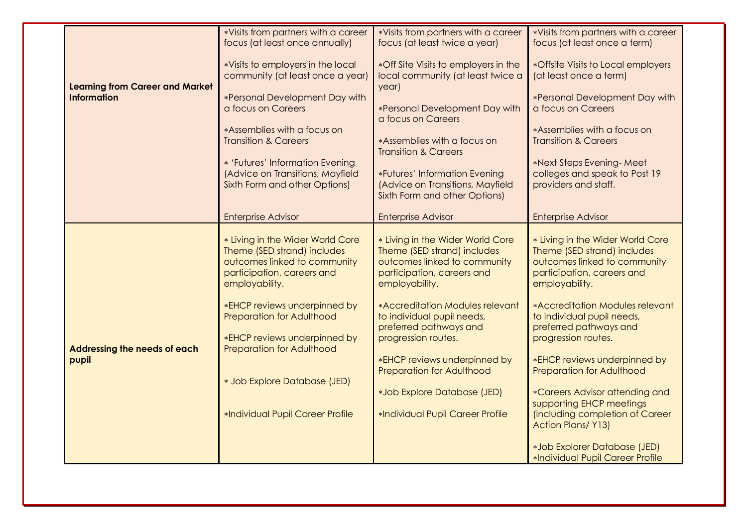| | | | |
|---|---|---|---|
| **Learning from Career and Market Information** | ∗Visits from partners with a career focus (at least once annually)<br><br>∗Visits to employers in the local community (at least once a year)<br><br>∗Personal Development Day with a focus on Careers<br><br>∗Assemblies with a focus on Transition & Careers<br><br>∗ 'Futures' Information Evening (Advice on Transitions, Mayfield Sixth Form and other Options)<br><br>Enterprise Advisor | ∗Visits from partners with a career focus (at least twice a year)<br><br>∗Off Site Visits to employers in the local community (at least twice a year)<br><br>∗Personal Development Day with a focus on Careers<br><br>∗Assemblies with a focus on Transition & Careers<br><br>∗Futures' Information Evening (Advice on Transitions, Mayfield Sixth Form and other Options)<br><br>Enterprise Advisor | ∗Visits from partners with a career focus (at least once a term)<br><br>∗Offsite Visits to Local employers (at least once a term)<br><br>∗Personal Development Day with a focus on Careers<br><br>∗Assemblies with a focus on Transition & Careers<br><br>∗Next Steps Evening- Meet colleges and speak to Post 19 providers and staff.<br><br>Enterprise Advisor |
| **Addressing the needs of each pupil** | ∗ Living in the Wider World Core Theme (SED strand) includes outcomes linked to community participation, careers and employability.<br><br>∗EHCP reviews underpinned by Preparation for Adulthood<br><br>∗EHCP reviews underpinned by Preparation for Adulthood<br><br>∗ Job Explore Database (JED)<br><br>∗Individual Pupil Career Profile | ∗ Living in the Wider World Core Theme (SED strand) includes outcomes linked to community participation, careers and employability.<br><br>∗Accreditation Modules relevant to individual pupil needs, preferred pathways and progression routes.<br><br>∗EHCP reviews underpinned by Preparation for Adulthood<br><br>∗Job Explore Database (JED)<br><br>∗Individual Pupil Career Profile | ∗ Living in the Wider World Core Theme (SED strand) includes outcomes linked to community participation, careers and employability.<br><br>∗Accreditation Modules relevant to individual pupil needs, preferred pathways and progression routes.<br><br>∗EHCP reviews underpinned by Preparation for Adulthood<br><br>∗Careers Advisor attending and supporting EHCP meetings (including completion of Career Action Plans/ Y13)<br><br>∗Job Explorer Database (JED)<br>∗Individual Pupil Career Profile |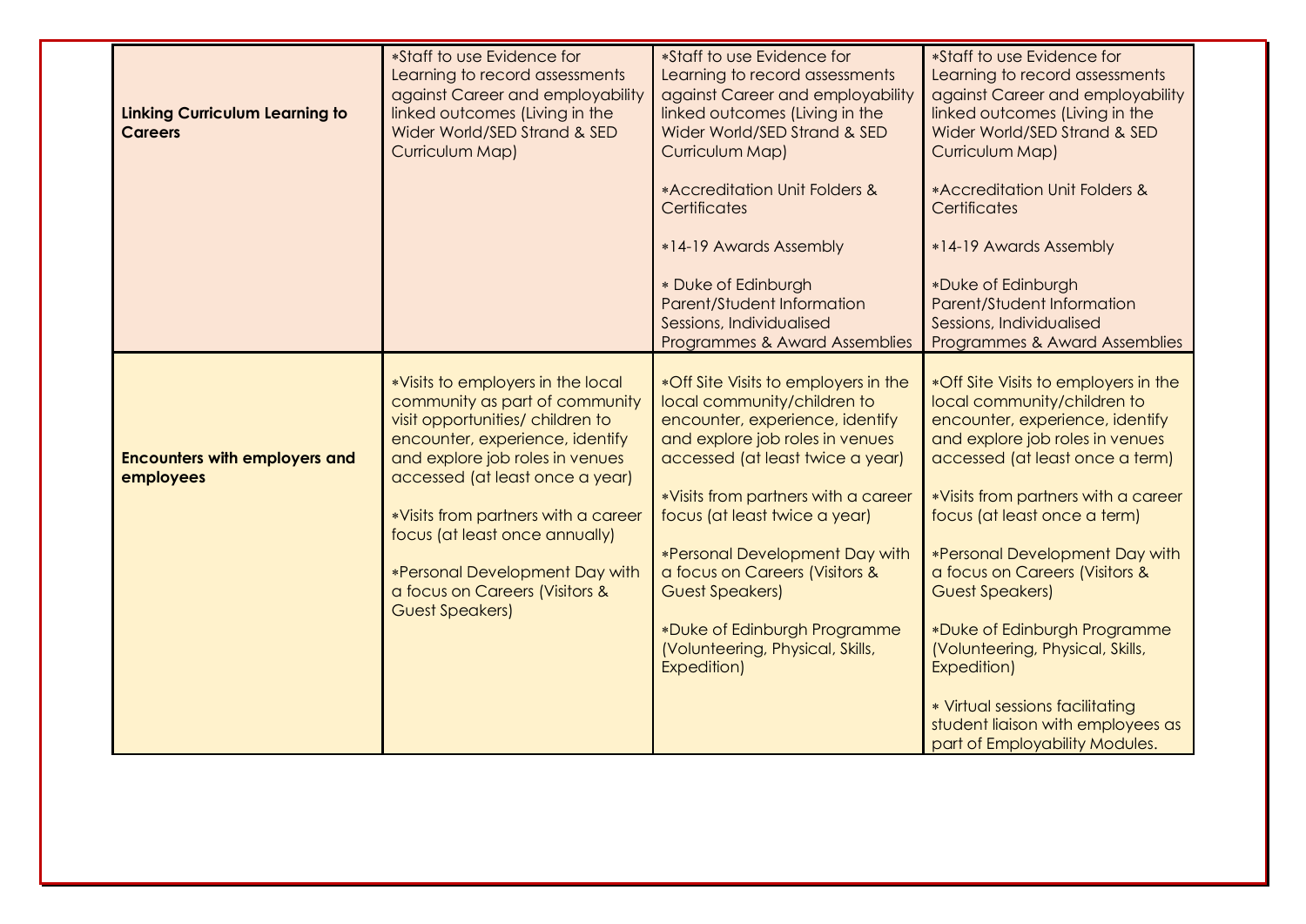| | | | |
|---|---|---|---|
| **Linking Curriculum Learning to Careers** | *Staff to use Evidence for Learning to record assessments against Career and employability linked outcomes (Living in the Wider World/SED Strand & SED Curriculum Map) | *Staff to use Evidence for Learning to record assessments against Career and employability linked outcomes (Living in the Wider World/SED Strand & SED Curriculum Map)<br><br>*Accreditation Unit Folders & Certificates<br><br>*14-19 Awards Assembly<br><br>* Duke of Edinburgh Parent/Student Information Sessions, Individualised Programmes & Award Assemblies | *Staff to use Evidence for Learning to record assessments against Career and employability linked outcomes (Living in the Wider World/SED Strand & SED Curriculum Map)<br><br>*Accreditation Unit Folders & Certificates<br><br>*14-19 Awards Assembly<br><br>*Duke of Edinburgh Parent/Student Information Sessions, Individualised Programmes & Award Assemblies |
| **Encounters with employers and employees** | *Visits to employers in the local community as part of community visit opportunities/ children to encounter, experience, identify and explore job roles in venues accessed (at least once a year)<br><br>*Visits from partners with a career focus (at least once annually)<br><br>*Personal Development Day with a focus on Careers (Visitors & Guest Speakers) | *Off Site Visits to employers in the local community/children to encounter, experience, identify and explore job roles in venues accessed (at least twice a year)<br><br>*Visits from partners with a career focus (at least twice a year)<br><br>*Personal Development Day with a focus on Careers (Visitors & Guest Speakers)<br><br>*Duke of Edinburgh Programme (Volunteering, Physical, Skills, Expedition) | *Off Site Visits to employers in the local community/children to encounter, experience, identify and explore job roles in venues accessed (at least once a term)<br><br>*Visits from partners with a career focus (at least once a term)<br><br>*Personal Development Day with a focus on Careers (Visitors & Guest Speakers)<br><br>*Duke of Edinburgh Programme (Volunteering, Physical, Skills, Expedition)<br><br>* Virtual sessions facilitating student liaison with employees as part of Employability Modules. |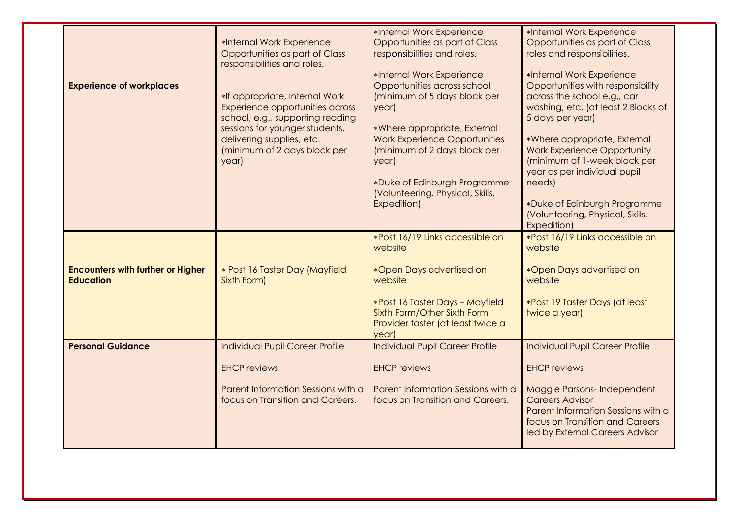| | | | |
|---|---|---|---|
| **Experience of workplaces** | *Internal Work Experience Opportunities as part of Class responsibilities and roles.<br><br>*If appropriate, Internal Work Experience opportunities across school, e.g., supporting reading sessions for younger students, delivering supplies, etc. (minimum of 2 days block per year) | *Internal Work Experience Opportunities as part of Class responsibilities and roles.<br><br>*Internal Work Experience Opportunities across school (minimum of 5 days block per year)<br><br>*Where appropriate, External Work Experience Opportunities (minimum of 2 days block per year)<br><br>*Duke of Edinburgh Programme (Volunteering, Physical, Skills, Expedition) | *Internal Work Experience Opportunities as part of Class roles and responsibilities.<br><br>*Internal Work Experience Opportunities with responsibility across the school e.g., car washing, etc. (at least 2 Blocks of 5 days per year)<br><br>*Where appropriate, External Work Experience Opportunity (minimum of 1-week block per year as per individual pupil needs)<br><br>*Duke of Edinburgh Programme (Volunteering, Physical, Skills, Expedition) |
| **Encounters with further or Higher Education** | * Post 16 Taster Day (Mayfield Sixth Form) | *Post 16/19 Links accessible on website<br><br>*Open Days advertised on website<br><br>*Post 16 Taster Days – Mayfield Sixth Form/Other Sixth Form Provider taster (at least twice a year) | *Post 16/19 Links accessible on website<br><br>*Open Days advertised on website<br><br>*Post 19 Taster Days (at least twice a year) |
| **Personal Guidance** | Individual Pupil Career Profile<br><br>EHCP reviews<br><br>Parent Information Sessions with a focus on Transition and Careers. | Individual Pupil Career Profile<br><br>EHCP reviews<br><br>Parent Information Sessions with a focus on Transition and Careers. | Individual Pupil Career Profile<br><br>EHCP reviews<br><br>Maggie Parsons- Independent Careers Advisor<br>Parent Information Sessions with a focus on Transition and Careers led by External Careers Advisor |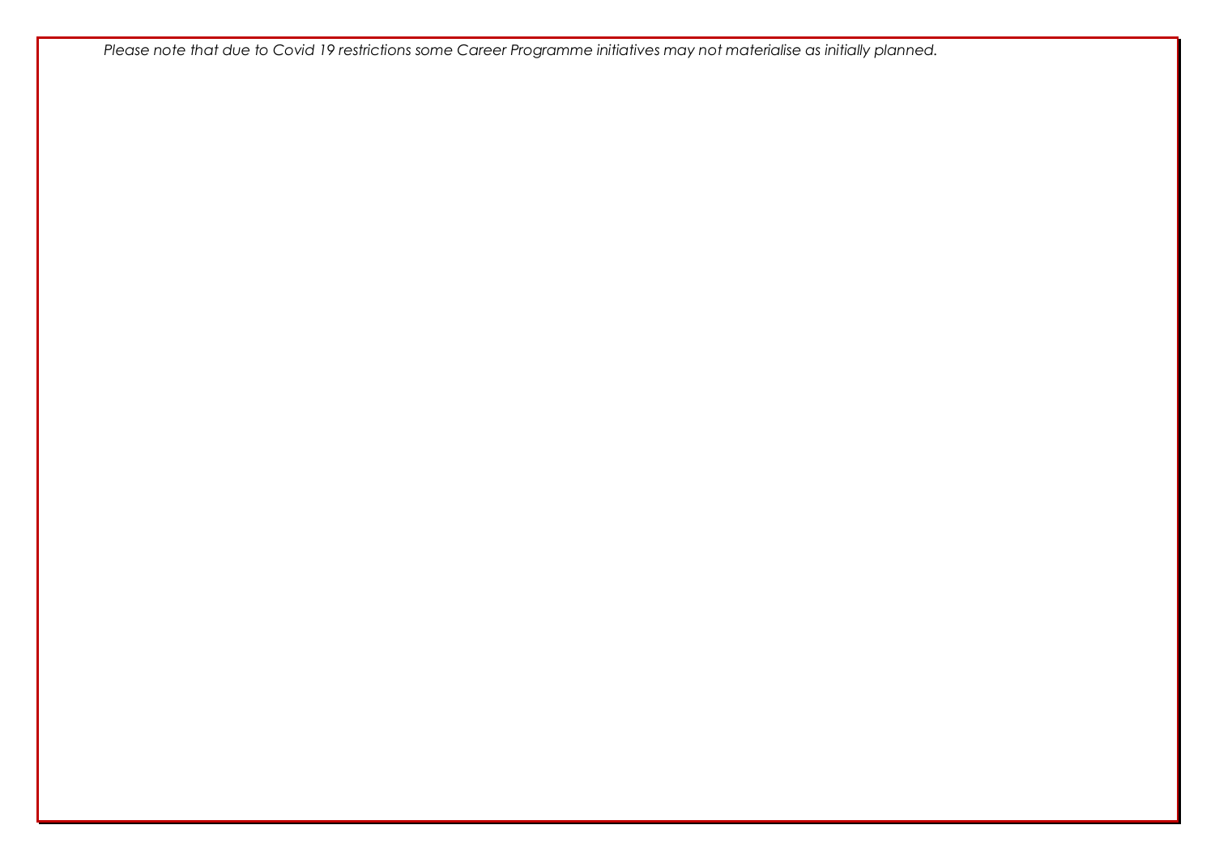*Please note that due to Covid 19 restrictions some Career Programme initiatives may not materialise as initially planned.*